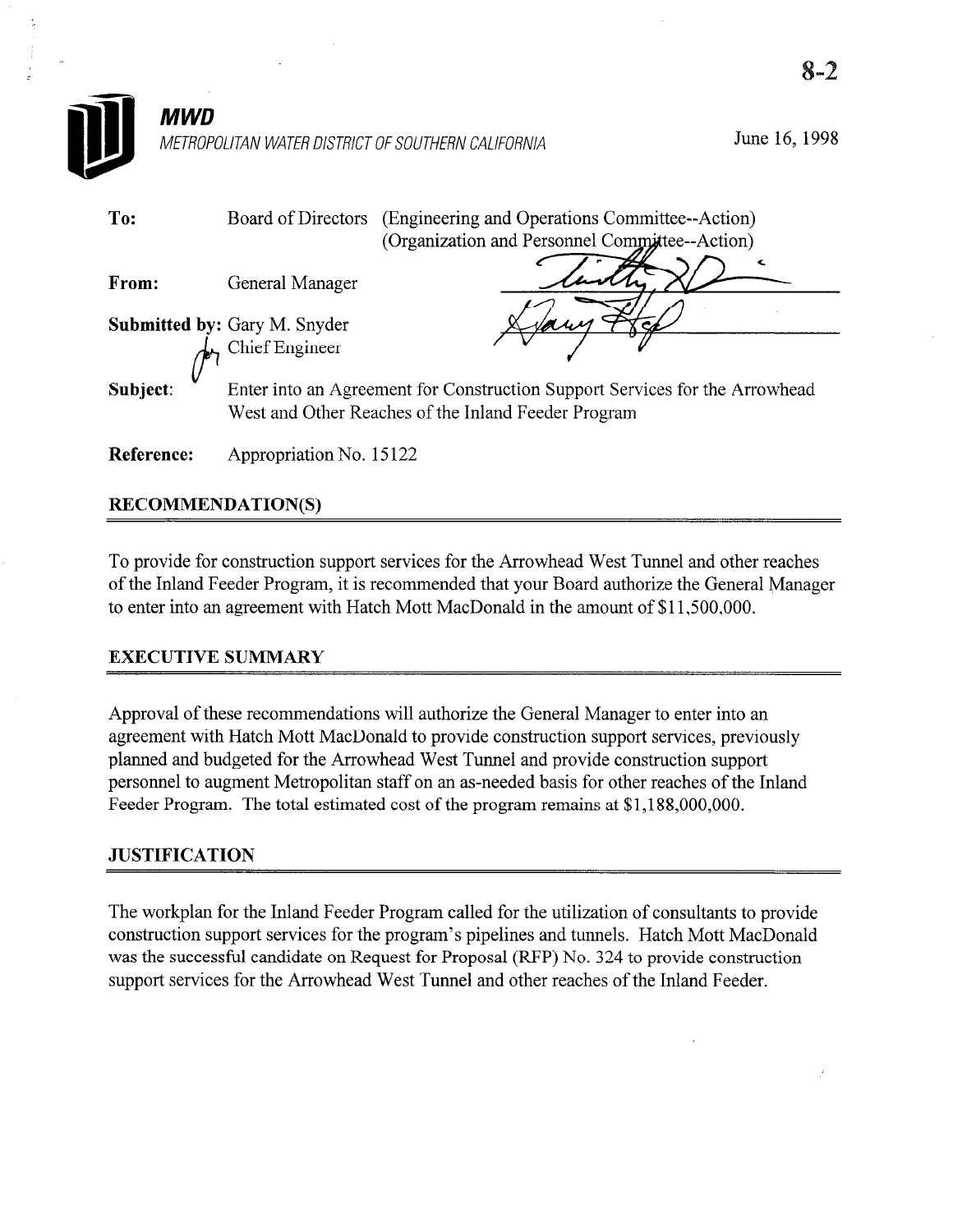8-2

**MWD**

*METROPOLITAN WATER DISTRICT OF SOUTHERN CALIFORNIA*

June 16, 1998

**To:** Board of Directors (Engineering and Operations Committee--Action)
(Organization and Personnel Committee--Action)

**From:** General Manager

**Submitted by:** Gary M. Snyder
Chief Engineer

**Subject:** Enter into an Agreement for Construction Support Services for the Arrowhead West and Other Reaches of the Inland Feeder Program

**Reference:** Appropriation No. 15122

## RECOMMENDATION(S)

To provide for construction support services for the Arrowhead West Tunnel and other reaches of the Inland Feeder Program, it is recommended that your Board authorize the General Manager to enter into an agreement with Hatch Mott MacDonald in the amount of $11,500,000.

## EXECUTIVE SUMMARY

Approval of these recommendations will authorize the General Manager to enter into an agreement with Hatch Mott MacDonald to provide construction support services, previously planned and budgeted for the Arrowhead West Tunnel and provide construction support personnel to augment Metropolitan staff on an as-needed basis for other reaches of the Inland Feeder Program. The total estimated cost of the program remains at $1,188,000,000.

## JUSTIFICATION

The workplan for the Inland Feeder Program called for the utilization of consultants to provide construction support services for the program's pipelines and tunnels. Hatch Mott MacDonald was the successful candidate on Request for Proposal (RFP) No. 324 to provide construction support services for the Arrowhead West Tunnel and other reaches of the Inland Feeder.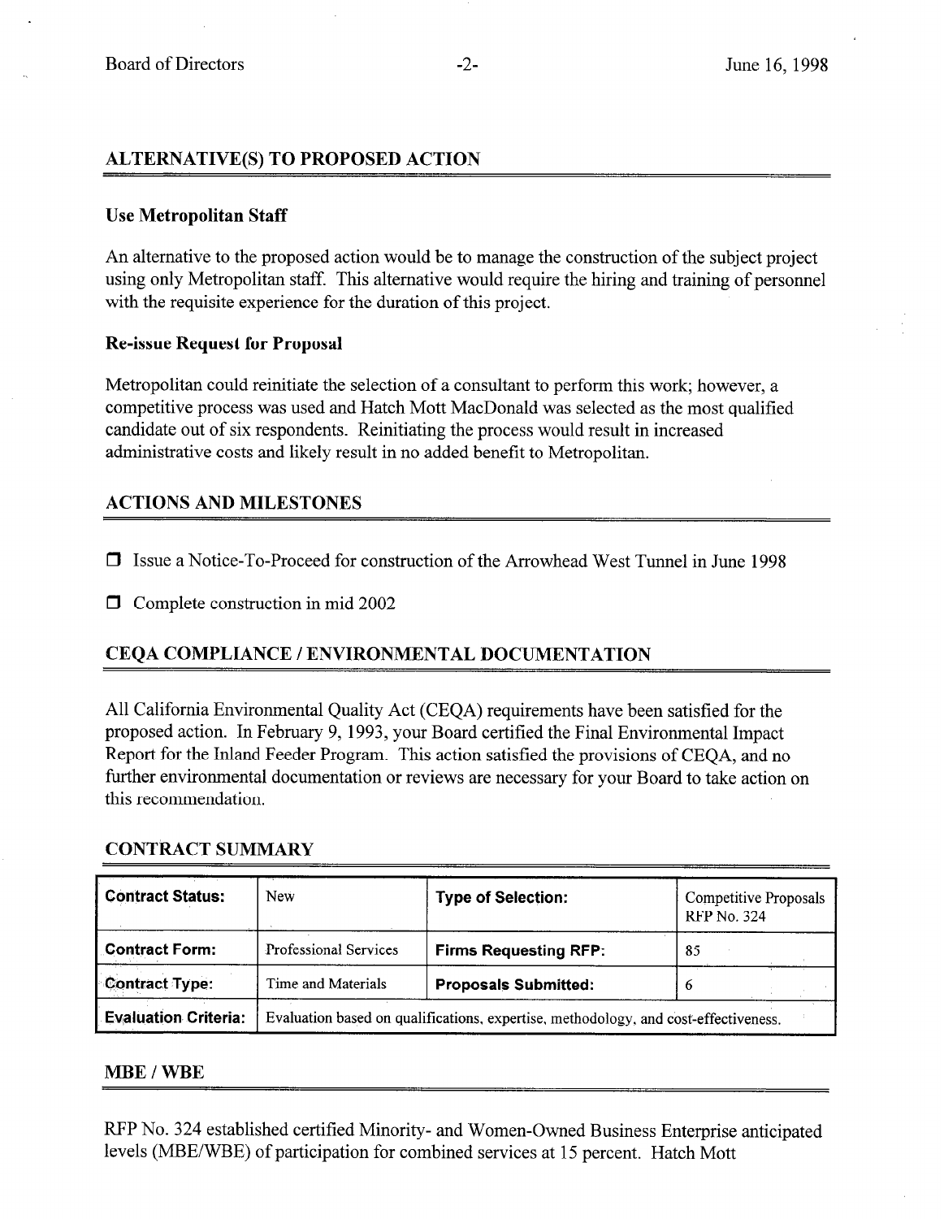## ALTERNATIVE(S) TO PROPOSED ACTION

### Use Metropolitan Staff

An alternative to the proposed action would be to manage the construction of the subject project using only Metropolitan staff. This alternative would require the hiring and training of personnel with the requisite experience for the duration of this project.

### Re-issue Request for Proposal

Metropolitan could reinitiate the selection of a consultant to perform this work; however, a competitive process was used and Hatch Mott MacDonald was selected as the most qualified candidate out of six respondents. Reinitiating the process would result in increased administrative costs and likely result in no added benefit to Metropolitan.

## ACTIONS AND MILESTONES

- ☐ Issue a Notice-To-Proceed for construction of the Arrowhead West Tunnel in June 1998
- ☐ Complete construction in mid 2002

## CEQA COMPLIANCE / ENVIRONMENTAL DOCUMENTATION

All California Environmental Quality Act (CEQA) requirements have been satisfied for the proposed action. In February 9, 1993, your Board certified the Final Environmental Impact Report for the Inland Feeder Program. This action satisfied the provisions of CEQA, and no further environmental documentation or reviews are necessary for your Board to take action on this recommendation.

## CONTRACT SUMMARY

| **Contract Status:** | New | **Type of Selection:** | Competitive Proposals RFP No. 324 |
|---|---|---|---|
| **Contract Form:** | Professional Services | **Firms Requesting RFP:** | 85 |
| **Contract Type:** | Time and Materials | **Proposals Submitted:** | 6 |
| **Evaluation Criteria:** | Evaluation based on qualifications, expertise, methodology, and cost-effectiveness. | | |

## MBE / WBE

RFP No. 324 established certified Minority- and Women-Owned Business Enterprise anticipated levels (MBE/WBE) of participation for combined services at 15 percent. Hatch Mott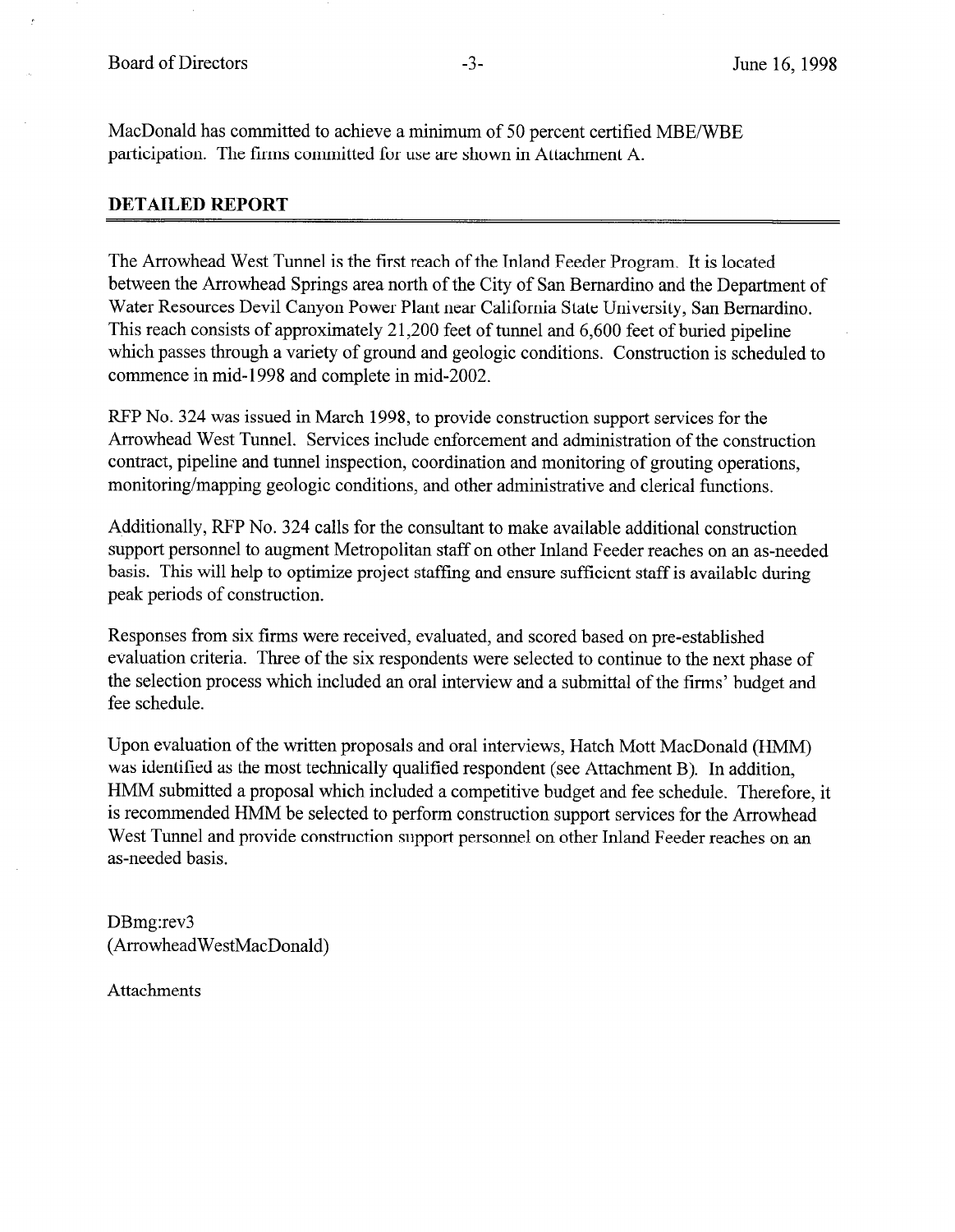MacDonald has committed to achieve a minimum of 50 percent certified MBE/WBE participation. The firms committed for use are shown in Attachment A.

## DETAILED REPORT

The Arrowhead West Tunnel is the first reach of the Inland Feeder Program. It is located between the Arrowhead Springs area north of the City of San Bernardino and the Department of Water Resources Devil Canyon Power Plant near California State University, San Bernardino. This reach consists of approximately 21,200 feet of tunnel and 6,600 feet of buried pipeline which passes through a variety of ground and geologic conditions. Construction is scheduled to commence in mid-1998 and complete in mid-2002.

RFP No. 324 was issued in March 1998, to provide construction support services for the Arrowhead West Tunnel. Services include enforcement and administration of the construction contract, pipeline and tunnel inspection, coordination and monitoring of grouting operations, monitoring/mapping geologic conditions, and other administrative and clerical functions.

Additionally, RFP No. 324 calls for the consultant to make available additional construction support personnel to augment Metropolitan staff on other Inland Feeder reaches on an as-needed basis. This will help to optimize project staffing and ensure sufficient staff is available during peak periods of construction.

Responses from six firms were received, evaluated, and scored based on pre-established evaluation criteria. Three of the six respondents were selected to continue to the next phase of the selection process which included an oral interview and a submittal of the firms' budget and fee schedule.

Upon evaluation of the written proposals and oral interviews, Hatch Mott MacDonald (HMM) was identified as the most technically qualified respondent (see Attachment B). In addition, HMM submitted a proposal which included a competitive budget and fee schedule. Therefore, it is recommended HMM be selected to perform construction support services for the Arrowhead West Tunnel and provide construction support personnel on other Inland Feeder reaches on an as-needed basis.

DBmg:rev3
(ArrowheadWestMacDonald)

Attachments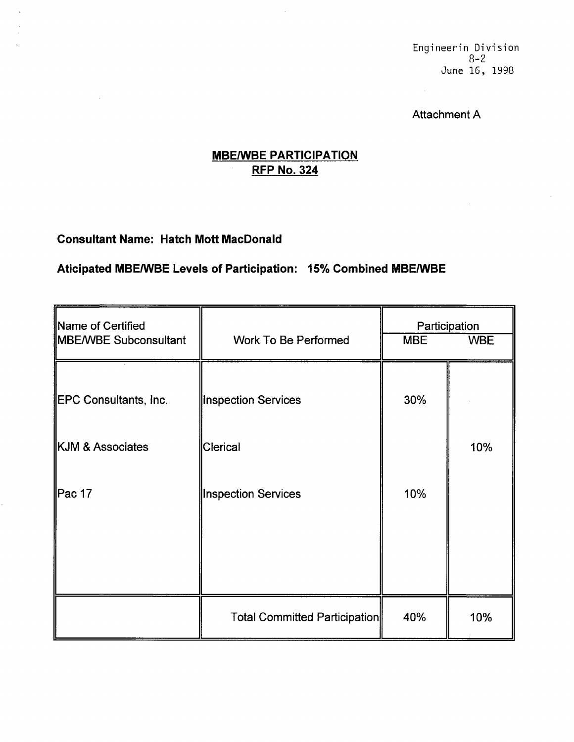Engineerin Division
8-2
June 16, 1998

Attachment A

## MBE/WBE PARTICIPATION
## RFP No. 324

**Consultant Name: Hatch Mott MacDonald**

**Aticipated MBE/WBE Levels of Participation: 15% Combined MBE/WBE**

| Name of Certified MBE/WBE Subconsultant | Work To Be Performed | Participation | |
|---|---|---|---|
| | | MBE | WBE |
| EPC Consultants, Inc. | Inspection Services | 30% | |
| KJM & Associates | Clerical | | 10% |
| Pac 17 | Inspection Services | 10% | |
| | Total Committed Participation | 40% | 10% |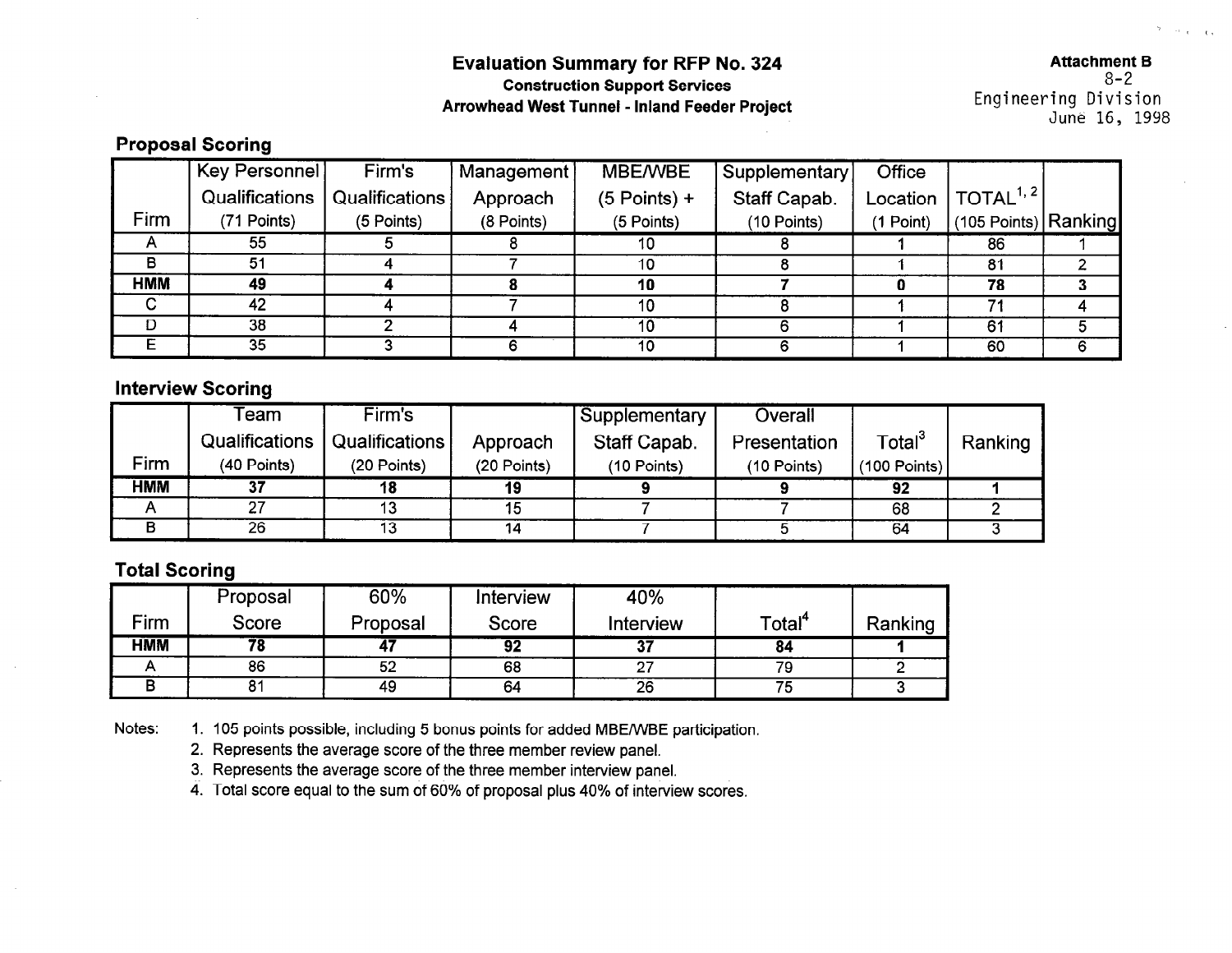**Attachment B**
8-2
Engineering Division
June 16, 1998

# Evaluation Summary for RFP No. 324

### Construction Support Services
### Arrowhead West Tunnel - Inland Feeder Project

## Proposal Scoring

| Firm | Key Personnel Qualifications (71 Points) | Firm's Qualifications (5 Points) | Management Approach (8 Points) | MBE/WBE (5 Points) + (5 Points) | Supplementary Staff Capab. (10 Points) | Office Location (1 Point) | TOTAL[1, 2] (105 Points) | Ranking |
|---|---|---|---|---|---|---|---|---|
| A | 55 | 5 | 8 | 10 | 8 | 1 | 86 | 1 |
| B | 51 | 4 | 7 | 10 | 8 | 1 | 81 | 2 |
| **HMM** | **49** | **4** | **8** | **10** | **7** | **0** | **78** | **3** |
| C | 42 | 4 | 7 | 10 | 8 | 1 | 71 | 4 |
| D | 38 | 2 | 4 | 10 | 6 | 1 | 61 | 5 |
| E | 35 | 3 | 6 | 10 | 6 | 1 | 60 | 6 |

## Interview Scoring

| Firm | Team Qualifications (40 Points) | Firm's Qualifications (20 Points) | Approach (20 Points) | Supplementary Staff Capab. (10 Points) | Overall Presentation (10 Points) | Total[3] (100 Points) | Ranking |
|---|---|---|---|---|---|---|---|
| **HMM** | **37** | **18** | **19** | **9** | **9** | **92** | **1** |
| A | 27 | 13 | 15 | 7 | 7 | 68 | 2 |
| B | 26 | 13 | 14 | 7 | 5 | 64 | 3 |

## Total Scoring

| Firm | Proposal Score | 60% Proposal | Interview Score | 40% Interview | Total[4] | Ranking |
|---|---|---|---|---|---|---|
| **HMM** | **78** | **47** | **92** | **37** | **84** | **1** |
| A | 86 | 52 | 68 | 27 | 79 | 2 |
| B | 81 | 49 | 64 | 26 | 75 | 3 |

Notes:
1. 105 points possible, including 5 bonus points for added MBE/WBE participation.
2. Represents the average score of the three member review panel.
3. Represents the average score of the three member interview panel.
4. Total score equal to the sum of 60% of proposal plus 40% of interview scores.